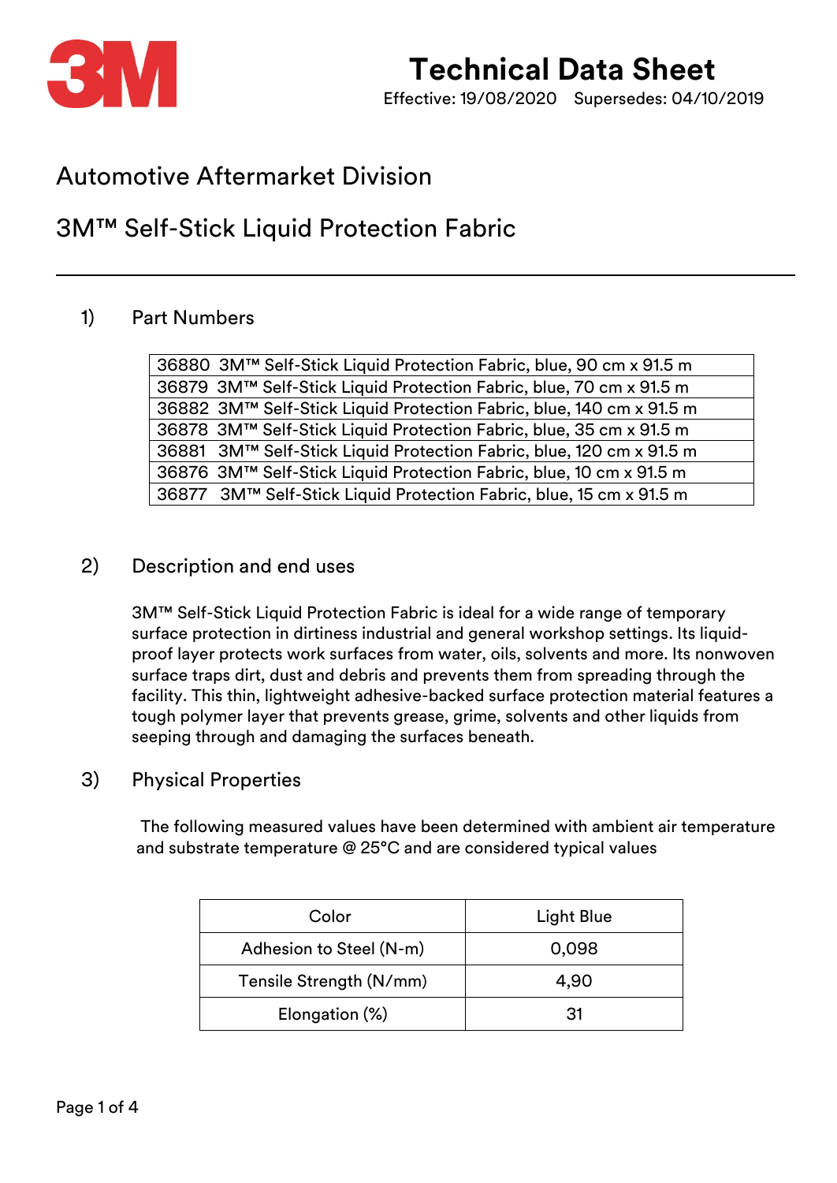# Technical Data Sheet

Effective: 19/08/2020 Supersedes: 04/10/2019

## Automotive Aftermarket Division

## 3M™ Self-Stick Liquid Protection Fabric

### 1) Part Numbers

| |
|---|
| 36880 3M™ Self-Stick Liquid Protection Fabric, blue, 90 cm x 91.5 m |
| 36879 3M™ Self-Stick Liquid Protection Fabric, blue, 70 cm x 91.5 m |
| 36882 3M™ Self-Stick Liquid Protection Fabric, blue, 140 cm x 91.5 m |
| 36878 3M™ Self-Stick Liquid Protection Fabric, blue, 35 cm x 91.5 m |
| 36881 3M™ Self-Stick Liquid Protection Fabric, blue, 120 cm x 91.5 m |
| 36876 3M™ Self-Stick Liquid Protection Fabric, blue, 10 cm x 91.5 m |
| 36877 3M™ Self-Stick Liquid Protection Fabric, blue, 15 cm x 91.5 m |

### 2) Description and end uses

3M™ Self-Stick Liquid Protection Fabric is ideal for a wide range of temporary surface protection in dirtiness industrial and general workshop settings. Its liquid-proof layer protects work surfaces from water, oils, solvents and more. Its nonwoven surface traps dirt, dust and debris and prevents them from spreading through the facility. This thin, lightweight adhesive-backed surface protection material features a tough polymer layer that prevents grease, grime, solvents and other liquids from seeping through and damaging the surfaces beneath.

### 3) Physical Properties

The following measured values have been determined with ambient air temperature and substrate temperature @ 25°C and are considered typical values

| Color | Light Blue |
|---|---|
| Adhesion to Steel (N-m) | 0,098 |
| Tensile Strength (N/mm) | 4,90 |
| Elongation (%) | 31 |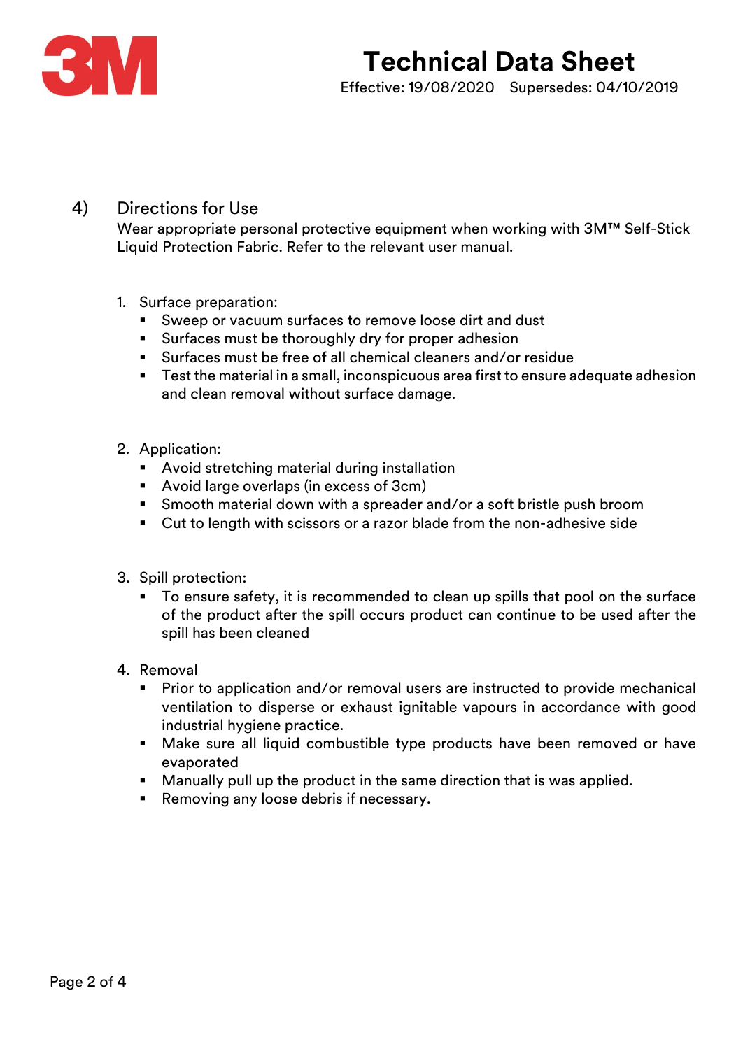## 4) Directions for Use

Wear appropriate personal protective equipment when working with 3M™ Self-Stick Liquid Protection Fabric. Refer to the relevant user manual.

1. Surface preparation:
   - Sweep or vacuum surfaces to remove loose dirt and dust
   - Surfaces must be thoroughly dry for proper adhesion
   - Surfaces must be free of all chemical cleaners and/or residue
   - Test the material in a small, inconspicuous area first to ensure adequate adhesion and clean removal without surface damage.

2. Application:
   - Avoid stretching material during installation
   - Avoid large overlaps (in excess of 3cm)
   - Smooth material down with a spreader and/or a soft bristle push broom
   - Cut to length with scissors or a razor blade from the non-adhesive side

3. Spill protection:
   - To ensure safety, it is recommended to clean up spills that pool on the surface of the product after the spill occurs product can continue to be used after the spill has been cleaned

4. Removal
   - Prior to application and/or removal users are instructed to provide mechanical ventilation to disperse or exhaust ignitable vapours in accordance with good industrial hygiene practice.
   - Make sure all liquid combustible type products have been removed or have evaporated
   - Manually pull up the product in the same direction that is was applied.
   - Removing any loose debris if necessary.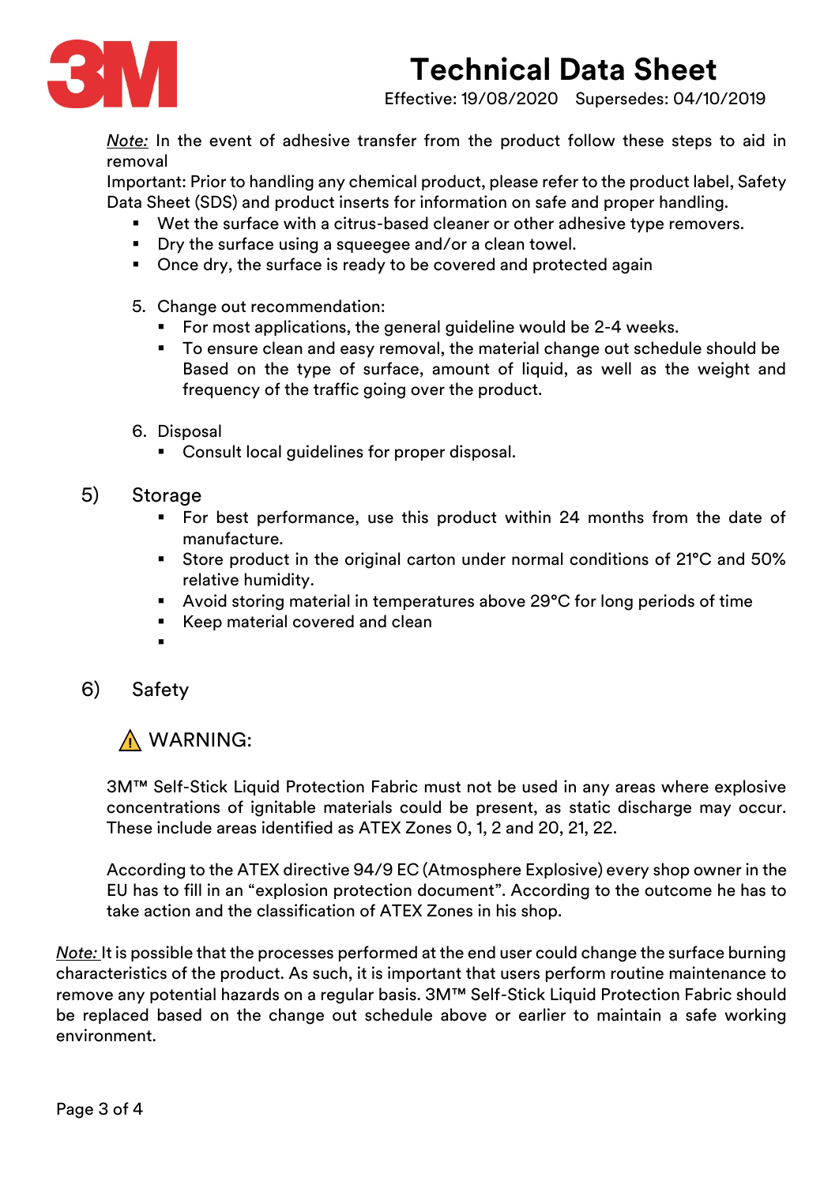*Note:* In the event of adhesive transfer from the product follow these steps to aid in removal

Important: Prior to handling any chemical product, please refer to the product label, Safety Data Sheet (SDS) and product inserts for information on safe and proper handling.

- Wet the surface with a citrus-based cleaner or other adhesive type removers.
- Dry the surface using a squeegee and/or a clean towel.
- Once dry, the surface is ready to be covered and protected again

5. Change out recommendation:
   - For most applications, the general guideline would be 2-4 weeks.
   - To ensure clean and easy removal, the material change out schedule should be Based on the type of surface, amount of liquid, as well as the weight and frequency of the traffic going over the product.

6. Disposal
   - Consult local guidelines for proper disposal.

## 5) Storage

- For best performance, use this product within 24 months from the date of manufacture.
- Store product in the original carton under normal conditions of 21°C and 50% relative humidity.
- Avoid storing material in temperatures above 29°C for long periods of time
- Keep material covered and clean

## 6) Safety

⚠ WARNING:

3M™ Self-Stick Liquid Protection Fabric must not be used in any areas where explosive concentrations of ignitable materials could be present, as static discharge may occur. These include areas identified as ATEX Zones 0, 1, 2 and 20, 21, 22.

According to the ATEX directive 94/9 EC (Atmosphere Explosive) every shop owner in the EU has to fill in an "explosion protection document". According to the outcome he has to take action and the classification of ATEX Zones in his shop.

*Note:* It is possible that the processes performed at the end user could change the surface burning characteristics of the product. As such, it is important that users perform routine maintenance to remove any potential hazards on a regular basis. 3M™ Self-Stick Liquid Protection Fabric should be replaced based on the change out schedule above or earlier to maintain a safe working environment.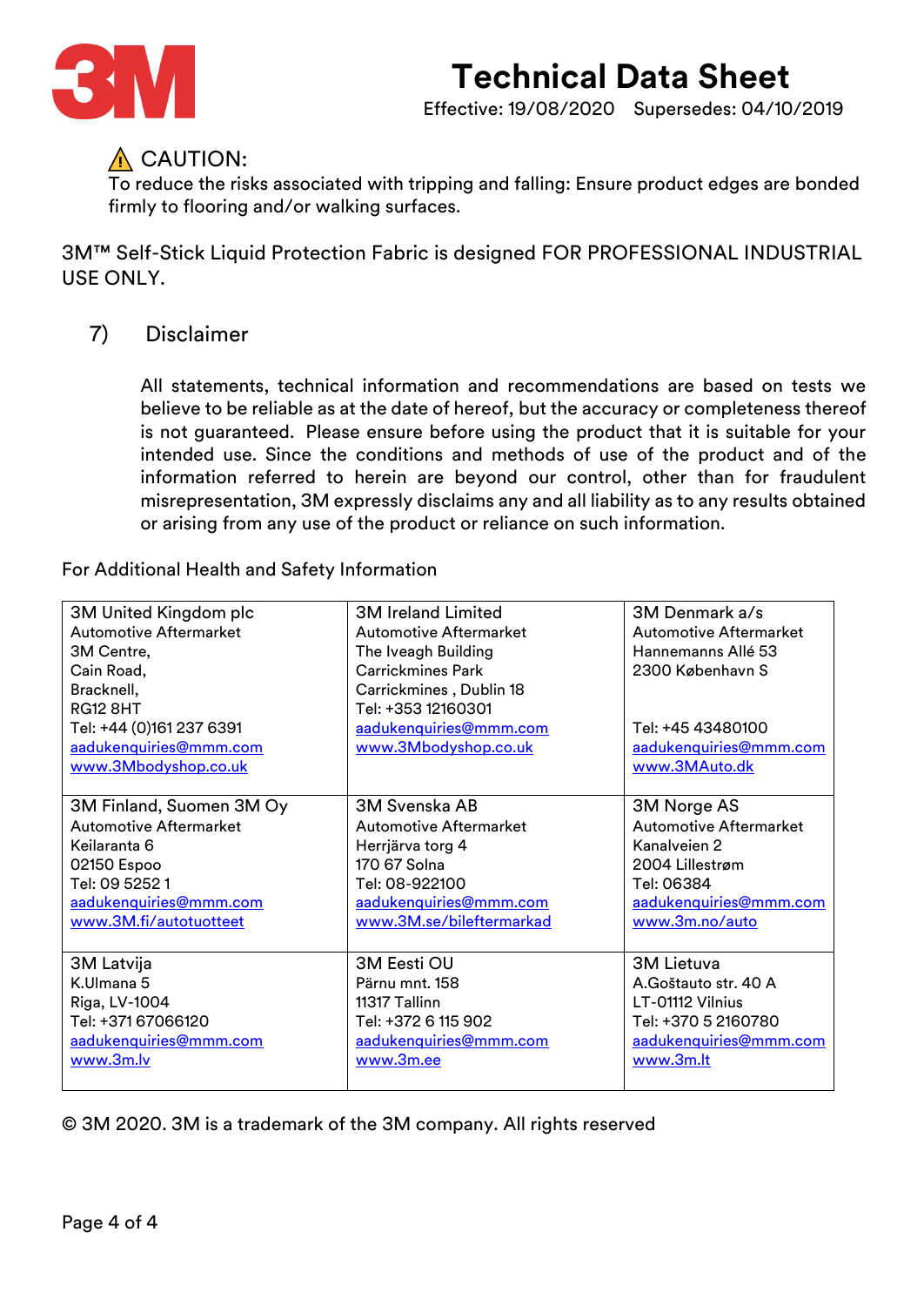⚠ CAUTION:
To reduce the risks associated with tripping and falling: Ensure product edges are bonded firmly to flooring and/or walking surfaces.

3M™ Self-Stick Liquid Protection Fabric is designed FOR PROFESSIONAL INDUSTRIAL USE ONLY.

## 7) Disclaimer

All statements, technical information and recommendations are based on tests we believe to be reliable as at the date of hereof, but the accuracy or completeness thereof is not guaranteed. Please ensure before using the product that it is suitable for your intended use. Since the conditions and methods of use of the product and of the information referred to herein are beyond our control, other than for fraudulent misrepresentation, 3M expressly disclaims any and all liability as to any results obtained or arising from any use of the product or reliance on such information.

For Additional Health and Safety Information

| | | |
|---|---|---|
| 3M United Kingdom plc<br>Automotive Aftermarket<br>3M Centre,<br>Cain Road,<br>Bracknell,<br>RG12 8HT<br>Tel: +44 (0)161 237 6391<br>aadukenquiries@mmm.com<br>www.3Mbodyshop.co.uk | 3M Ireland Limited<br>Automotive Aftermarket<br>The Iveagh Building<br>Carrickmines Park<br>Carrickmines , Dublin 18<br>Tel: +353 12160301<br>aadukenquiries@mmm.com<br>www.3Mbodyshop.co.uk | 3M Denmark a/s<br>Automotive Aftermarket<br>Hannemanns Allé 53<br>2300 København S<br><br>Tel: +45 43480100<br>aadukenquiries@mmm.com<br>www.3MAuto.dk |
| 3M Finland, Suomen 3M Oy<br>Automotive Aftermarket<br>Keilaranta 6<br>02150 Espoo<br>Tel: 09 5252 1<br>aadukenquiries@mmm.com<br>www.3M.fi/autotuotteet | 3M Svenska AB<br>Automotive Aftermarket<br>Herrjärva torg 4<br>170 67 Solna<br>Tel: 08-922100<br>aadukenquiries@mmm.com<br>www.3M.se/bileftermarkad | 3M Norge AS<br>Automotive Aftermarket<br>Kanalveien 2<br>2004 Lillestrøm<br>Tel: 06384<br>aadukenquiries@mmm.com<br>www.3m.no/auto |
| 3M Latvija<br>K.Ulmana 5<br>Riga, LV-1004<br>Tel: +371 67066120<br>aadukenquiries@mmm.com<br>www.3m.lv | 3M Eesti OU<br>Pärnu mnt. 158<br>11317 Tallinn<br>Tel: +372 6 115 902<br>aadukenquiries@mmm.com<br>www.3m.ee | 3M Lietuva<br>A.Goštauto str. 40 A<br>LT-01112 Vilnius<br>Tel: +370 5 2160780<br>aadukenquiries@mmm.com<br>www.3m.lt |

© 3M 2020. 3M is a trademark of the 3M company. All rights reserved